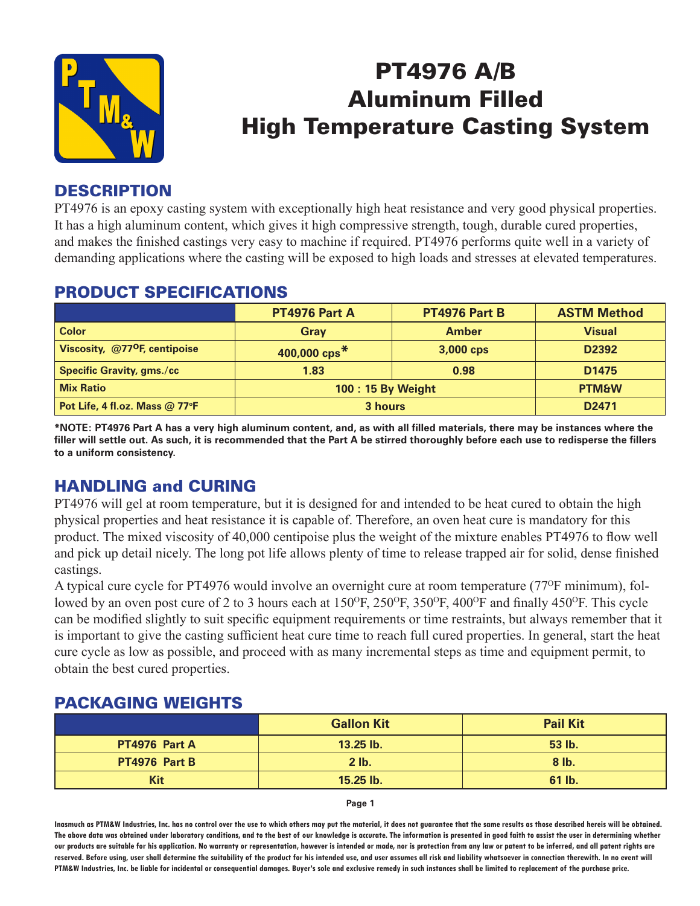# PT4976 A/B Aluminum Filled High Temperature Casting System

## DESCRIPTION

PT4976 is an epoxy casting system with exceptionally high heat resistance and very good physical properties. It has a high aluminum content, which gives it high compressive strength, tough, durable cured properties, and makes the finished castings very easy to machine if required. PT4976 performs quite well in a variety of demanding applications where the casting will be exposed to high loads and stresses at elevated temperatures.

## PRODUCT SPECIFICATIONS

| | PT4976 Part A | PT4976 Part B | ASTM Method |
|---|---|---|---|
| Color | Gray | Amber | Visual |
| Viscosity, @77°F, centipoise | 400,000 cps* | 3,000 cps | D2392 |
| Specific Gravity, gms./cc | 1.83 | 0.98 | D1475 |
| Mix Ratio | 100 : 15 By Weight | | PTM&W |
| Pot Life, 4 fl.oz. Mass @ 77°F | 3 hours | | D2471 |

**\*NOTE: PT4976 Part A has a very high aluminum content, and, as with all filled materials, there may be instances where the filler will settle out. As such, it is recommended that the Part A be stirred thoroughly before each use to redisperse the fillers to a uniform consistency.**

## HANDLING and CURING

PT4976 will gel at room temperature, but it is designed for and intended to be heat cured to obtain the high physical properties and heat resistance it is capable of. Therefore, an oven heat cure is mandatory for this product. The mixed viscosity of 40,000 centipoise plus the weight of the mixture enables PT4976 to flow well and pick up detail nicely. The long pot life allows plenty of time to release trapped air for solid, dense finished castings.

A typical cure cycle for PT4976 would involve an overnight cure at room temperature (77°F minimum), followed by an oven post cure of 2 to 3 hours each at 150°F, 250°F, 350°F, 400°F and finally 450°F. This cycle can be modified slightly to suit specific equipment requirements or time restraints, but always remember that it is important to give the casting sufficient heat cure time to reach full cured properties. In general, start the heat cure cycle as low as possible, and proceed with as many incremental steps as time and equipment permit, to obtain the best cured properties.

## PACKAGING WEIGHTS

| | Gallon Kit | Pail Kit |
|---|---|---|
| PT4976 Part A | 13.25 lb. | 53 lb. |
| PT4976 Part B | 2 lb. | 8 lb. |
| Kit | 15.25 lb. | 61 lb. |

Inasmuch as PTM&W Industries, Inc. has no control over the use to which others may put the material, it does not guarantee that the same results as those described hereis will be obtained. The above data was obtained under laboratory conditions, and to the best of our knowledge is accurate. The information is presented in good faith to assist the user in determining whether our products are suitable for his application. No warranty or representation, however is intended or made, nor is protection from any law or patent to be inferred, and all patent rights are reserved. Before using, user shall determine the suitability of the product for his intended use, and user assumes all risk and liability whatsoever in connection therewith. In no event will PTM&W Industries, Inc. be liable for incidental or consequential damages. Buyer's sole and exclusive remedy in such instances shall be limited to replacement of the purchase price.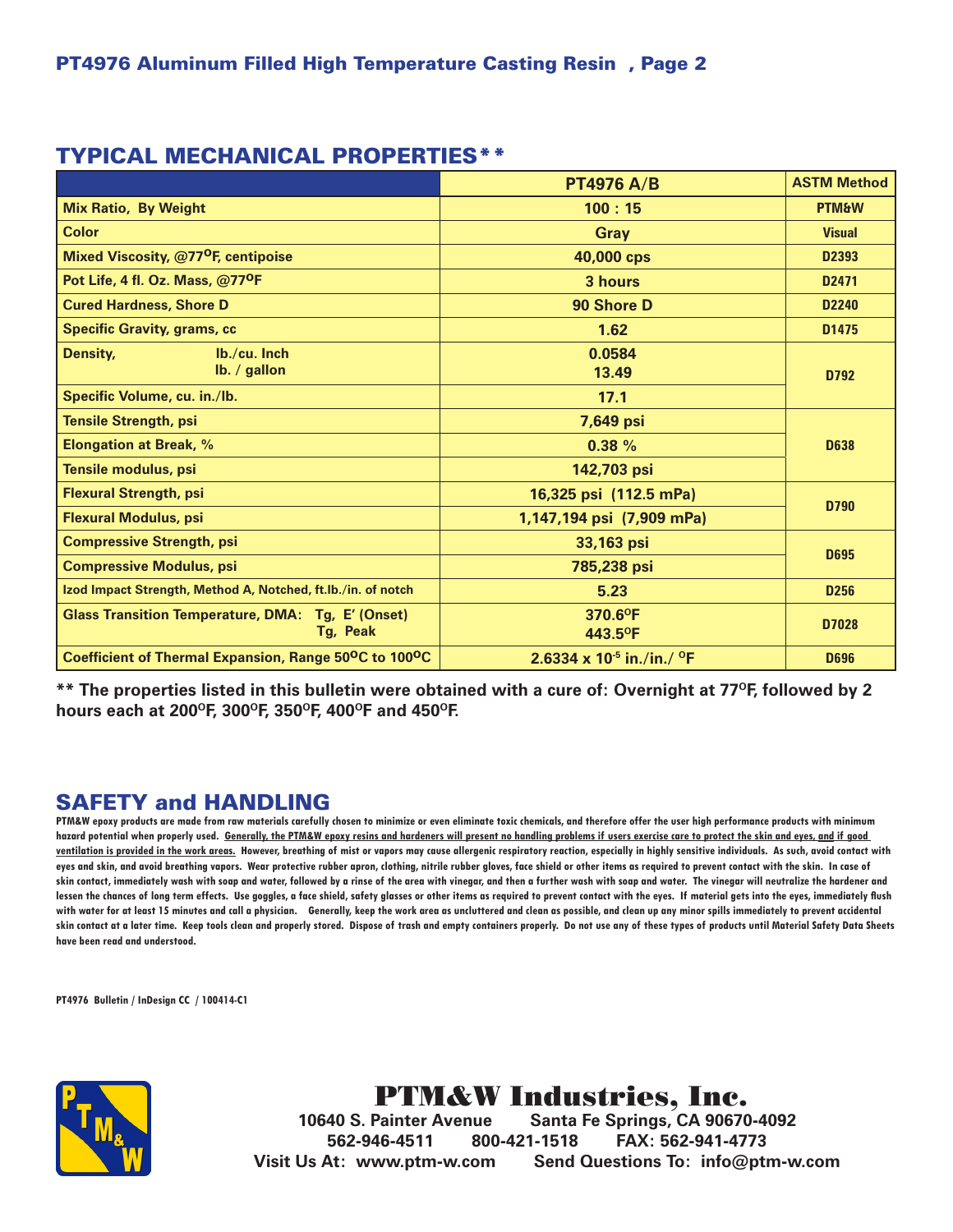## TYPICAL MECHANICAL PROPERTIES**

| | PT4976 A/B | ASTM Method |
|---|---|---|
| Mix Ratio, By Weight | 100 : 15 | PTM&W |
| Color | Gray | Visual |
| Mixed Viscosity, @77ºF, centipoise | 40,000 cps | D2393 |
| Pot Life, 4 fl. Oz. Mass, @77ºF | 3 hours | D2471 |
| Cured Hardness, Shore D | 90 Shore D | D2240 |
| Specific Gravity, grams, cc | 1.62 | D1475 |
| Density, lb./cu. Inch<br>lb. / gallon | 0.0584<br>13.49 | D792 |
| Specific Volume, cu. in./lb. | 17.1 | |
| Tensile Strength, psi | 7,649 psi | D638 |
| Elongation at Break, % | 0.38 % | |
| Tensile modulus, psi | 142,703 psi | |
| Flexural Strength, psi | 16,325 psi (112.5 mPa) | D790 |
| Flexural Modulus, psi | 1,147,194 psi (7,909 mPa) | |
| Compressive Strength, psi | 33,163 psi | D695 |
| Compressive Modulus, psi | 785,238 psi | |
| Izod Impact Strength, Method A, Notched, ft.lb./in. of notch | 5.23 | D256 |
| Glass Transition Temperature, DMA: Tg, E' (Onset)<br>Tg, Peak | 370.6ºF<br>443.5ºF | D7028 |
| Coefficient of Thermal Expansion, Range 50ºC to 100ºC | $2.6334 \times 10^{-5}$ in./in./ ºF | D696 |

**\*\* The properties listed in this bulletin were obtained with a cure of: Overnight at 77ºF, followed by 2 hours each at 200ºF, 300ºF, 350ºF, 400ºF and 450ºF.**

## SAFETY and HANDLING

PTM&W epoxy products are made from raw materials carefully chosen to minimize or even eliminate toxic chemicals, and therefore offer the user high performance products with minimum hazard potential when properly used. Generally, the PTM&W epoxy resins and hardeners will present no handling problems if users exercise care to protect the skin and eyes, and if good ventilation is provided in the work areas. However, breathing of mist or vapors may cause allergenic respiratory reaction, especially in highly sensitive individuals. As such, avoid contact with eyes and skin, and avoid breathing vapors. Wear protective rubber apron, clothing, nitrile rubber gloves, face shield or other items as required to prevent contact with the skin. In case of skin contact, immediately wash with soap and water, followed by a rinse of the area with vinegar, and then a further wash with soap and water. The vinegar will neutralize the hardener and lessen the chances of long term effects. Use goggles, a face shield, safety glasses or other items as required to prevent contact with the eyes. If material gets into the eyes, immediately flush with water for at least 15 minutes and call a physician. Generally, keep the work area as uncluttered and clean as possible, and clean up any minor spills immediately to prevent accidental skin contact at a later time. Keep tools clean and properly stored. Dispose of trash and empty containers properly. Do not use any of these types of products until Material Safety Data Sheets have been read and understood.

PT4976 Bulletin / InDesign CC / 100414-C1

**PTM&W Industries, Inc.**
10640 S. Painter Avenue Santa Fe Springs, CA 90670-4092
562-946-4511 800-421-1518 FAX: 562-941-4773
Visit Us At: www.ptm-w.com Send Questions To: info@ptm-w.com